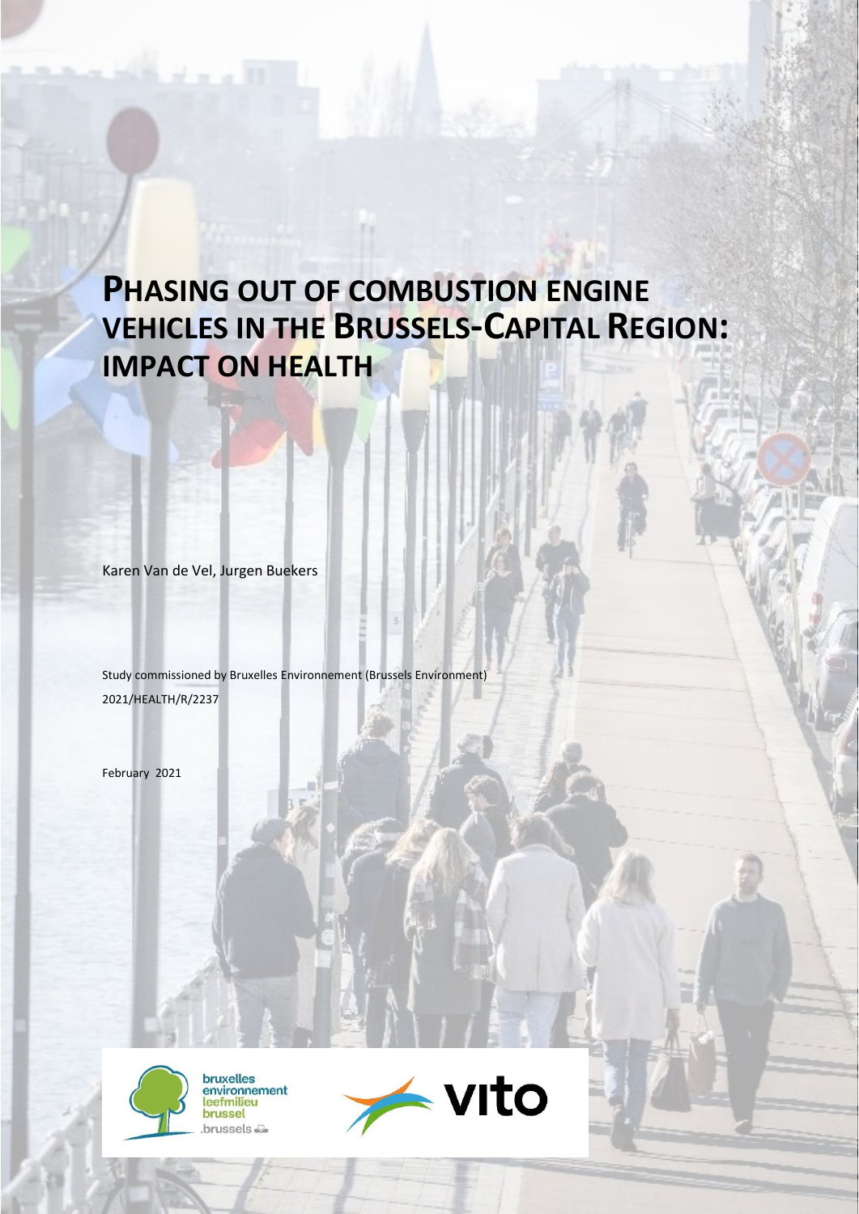# PHASING OUT OF COMBUSTION ENGINE VEHICLES IN THE BRUSSELS-CAPITAL REGION: IMPACT ON HEALTH

Karen Van de Vel, Jurgen Buekers

Study commissioned by Bruxelles Environnement (Brussels Environment)

2021/HEALTH/R/2237

February 2021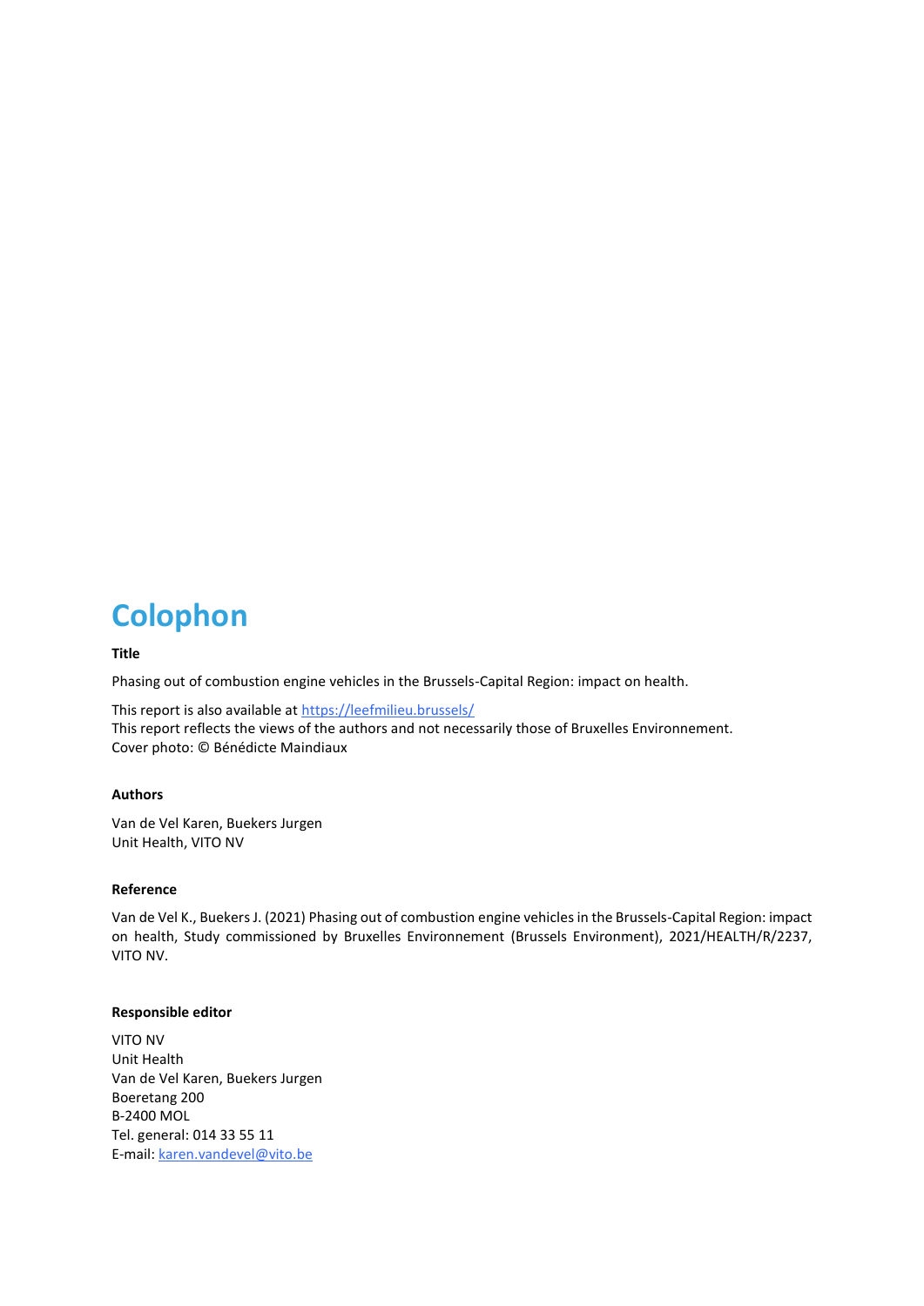# Colophon

**Title**

Phasing out of combustion engine vehicles in the Brussels-Capital Region: impact on health.

This report is also available at https://leefmilieu.brussels/
This report reflects the views of the authors and not necessarily those of Bruxelles Environnement.
Cover photo: © Bénédicte Maindiaux

**Authors**

Van de Vel Karen, Buekers Jurgen
Unit Health, VITO NV

**Reference**

Van de Vel K., Buekers J. (2021) Phasing out of combustion engine vehicles in the Brussels-Capital Region: impact on health, Study commissioned by Bruxelles Environnement (Brussels Environment), 2021/HEALTH/R/2237, VITO NV.

**Responsible editor**

VITO NV
Unit Health
Van de Vel Karen, Buekers Jurgen
Boeretang 200
B-2400 MOL
Tel. general: 014 33 55 11
E-mail: karen.vandevel@vito.be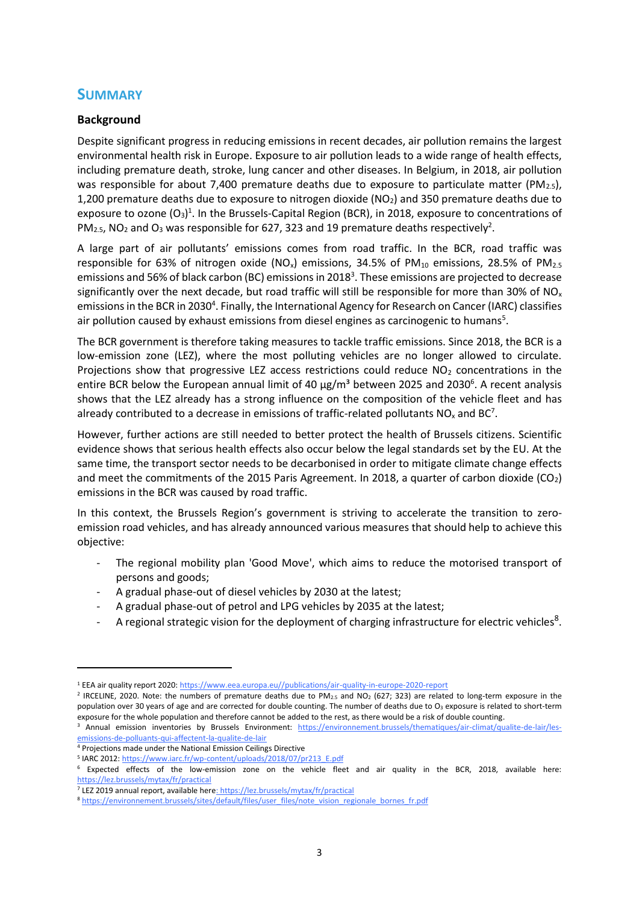## SUMMARY

### Background

Despite significant progress in reducing emissions in recent decades, air pollution remains the largest environmental health risk in Europe. Exposure to air pollution leads to a wide range of health effects, including premature death, stroke, lung cancer and other diseases. In Belgium, in 2018, air pollution was responsible for about 7,400 premature deaths due to exposure to particulate matter ($PM_{2.5}$), 1,200 premature deaths due to exposure to nitrogen dioxide ($NO_2$) and 350 premature deaths due to exposure to ozone ($O_3$)[1]. In the Brussels-Capital Region (BCR), in 2018, exposure to concentrations of $PM_{2.5}$, $NO_2$ and $O_3$ was responsible for 627, 323 and 19 premature deaths respectively[2].

A large part of air pollutants' emissions comes from road traffic. In the BCR, road traffic was responsible for 63% of nitrogen oxide ($NO_x$) emissions, 34.5% of $PM_{10}$ emissions, 28.5% of $PM_{2.5}$ emissions and 56% of black carbon (BC) emissions in 2018[3]. These emissions are projected to decrease significantly over the next decade, but road traffic will still be responsible for more than 30% of $NO_x$ emissions in the BCR in 2030[4]. Finally, the International Agency for Research on Cancer (IARC) classifies air pollution caused by exhaust emissions from diesel engines as carcinogenic to humans[5].

The BCR government is therefore taking measures to tackle traffic emissions. Since 2018, the BCR is a low-emission zone (LEZ), where the most polluting vehicles are no longer allowed to circulate. Projections show that progressive LEZ access restrictions could reduce $NO_2$ concentrations in the entire BCR below the European annual limit of 40 µg/m³ between 2025 and 2030[6]. A recent analysis shows that the LEZ already has a strong influence on the composition of the vehicle fleet and has already contributed to a decrease in emissions of traffic-related pollutants $NO_x$ and BC[7].

However, further actions are still needed to better protect the health of Brussels citizens. Scientific evidence shows that serious health effects also occur below the legal standards set by the EU. At the same time, the transport sector needs to be decarbonised in order to mitigate climate change effects and meet the commitments of the 2015 Paris Agreement. In 2018, a quarter of carbon dioxide ($CO_2$) emissions in the BCR was caused by road traffic.

In this context, the Brussels Region's government is striving to accelerate the transition to zero-emission road vehicles, and has already announced various measures that should help to achieve this objective:

- The regional mobility plan 'Good Move', which aims to reduce the motorised transport of persons and goods;
- A gradual phase-out of diesel vehicles by 2030 at the latest;
- A gradual phase-out of petrol and LPG vehicles by 2035 at the latest;
- A regional strategic vision for the deployment of charging infrastructure for electric vehicles[8].

---

[1] EEA air quality report 2020: https://www.eea.europa.eu//publications/air-quality-in-europe-2020-report

[2] IRCELINE, 2020. Note: the numbers of premature deaths due to $PM_{2.5}$ and $NO_2$ (627; 323) are related to long-term exposure in the population over 30 years of age and are corrected for double counting. The number of deaths due to $O_3$ exposure is related to short-term exposure for the whole population and therefore cannot be added to the rest, as there would be a risk of double counting.

[3] Annual emission inventories by Brussels Environment: https://environnement.brussels/thematiques/air-climat/qualite-de-lair/les-emissions-de-polluants-qui-affectent-la-qualite-de-lair

[4] Projections made under the National Emission Ceilings Directive

[5] IARC 2012: https://www.iarc.fr/wp-content/uploads/2018/07/pr213_E.pdf

[6] Expected effects of the low-emission zone on the vehicle fleet and air quality in the BCR, 2018, available here: https://lez.brussels/mytax/fr/practical

[7] LEZ 2019 annual report, available here: https://lez.brussels/mytax/fr/practical

[8] https://environnement.brussels/sites/default/files/user_files/note_vision_regionale_bornes_fr.pdf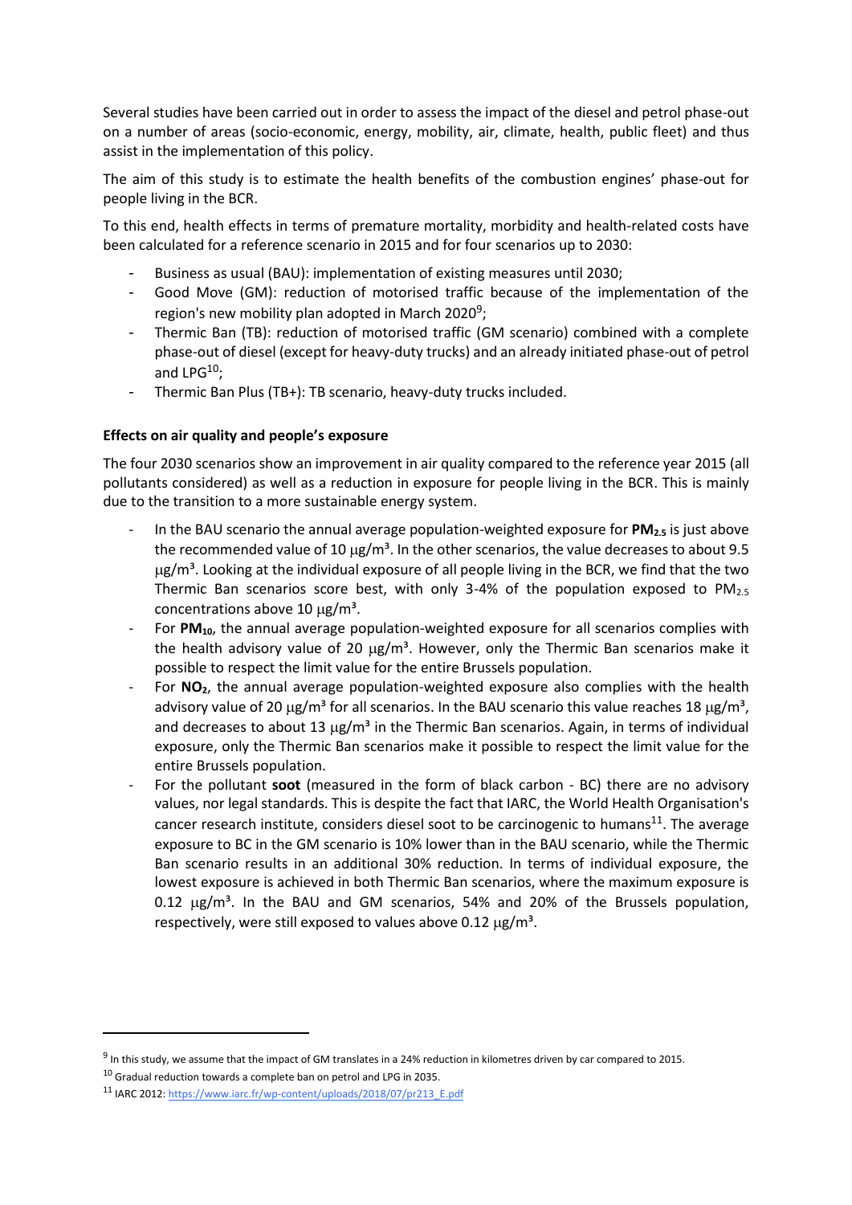Several studies have been carried out in order to assess the impact of the diesel and petrol phase-out on a number of areas (socio-economic, energy, mobility, air, climate, health, public fleet) and thus assist in the implementation of this policy.

The aim of this study is to estimate the health benefits of the combustion engines' phase-out for people living in the BCR.

To this end, health effects in terms of premature mortality, morbidity and health-related costs have been calculated for a reference scenario in 2015 and for four scenarios up to 2030:

- Business as usual (BAU): implementation of existing measures until 2030;
- Good Move (GM): reduction of motorised traffic because of the implementation of the region's new mobility plan adopted in March 2020[9];
- Thermic Ban (TB): reduction of motorised traffic (GM scenario) combined with a complete phase-out of diesel (except for heavy-duty trucks) and an already initiated phase-out of petrol and LPG[10];
- Thermic Ban Plus (TB+): TB scenario, heavy-duty trucks included.

**Effects on air quality and people's exposure**

The four 2030 scenarios show an improvement in air quality compared to the reference year 2015 (all pollutants considered) as well as a reduction in exposure for people living in the BCR. This is mainly due to the transition to a more sustainable energy system.

- In the BAU scenario the annual average population-weighted exposure for **$PM_{2.5}$** is just above the recommended value of 10 $\mu g/m^3$. In the other scenarios, the value decreases to about 9.5 $\mu g/m^3$. Looking at the individual exposure of all people living in the BCR, we find that the two Thermic Ban scenarios score best, with only 3-4% of the population exposed to $PM_{2.5}$ concentrations above 10 $\mu g/m^3$.
- For **$PM_{10}$**, the annual average population-weighted exposure for all scenarios complies with the health advisory value of 20 $\mu g/m^3$. However, only the Thermic Ban scenarios make it possible to respect the limit value for the entire Brussels population.
- For **$NO_2$**, the annual average population-weighted exposure also complies with the health advisory value of 20 $\mu g/m^3$ for all scenarios. In the BAU scenario this value reaches 18 $\mu g/m^3$, and decreases to about 13 $\mu g/m^3$ in the Thermic Ban scenarios. Again, in terms of individual exposure, only the Thermic Ban scenarios make it possible to respect the limit value for the entire Brussels population.
- For the pollutant **soot** (measured in the form of black carbon - BC) there are no advisory values, nor legal standards. This is despite the fact that IARC, the World Health Organisation's cancer research institute, considers diesel soot to be carcinogenic to humans[11]. The average exposure to BC in the GM scenario is 10% lower than in the BAU scenario, while the Thermic Ban scenario results in an additional 30% reduction. In terms of individual exposure, the lowest exposure is achieved in both Thermic Ban scenarios, where the maximum exposure is 0.12 $\mu g/m^3$. In the BAU and GM scenarios, 54% and 20% of the Brussels population, respectively, were still exposed to values above 0.12 $\mu g/m^3$.

---

[9] In this study, we assume that the impact of GM translates in a 24% reduction in kilometres driven by car compared to 2015.

[10] Gradual reduction towards a complete ban on petrol and LPG in 2035.

[11] IARC 2012: https://www.iarc.fr/wp-content/uploads/2018/07/pr213_E.pdf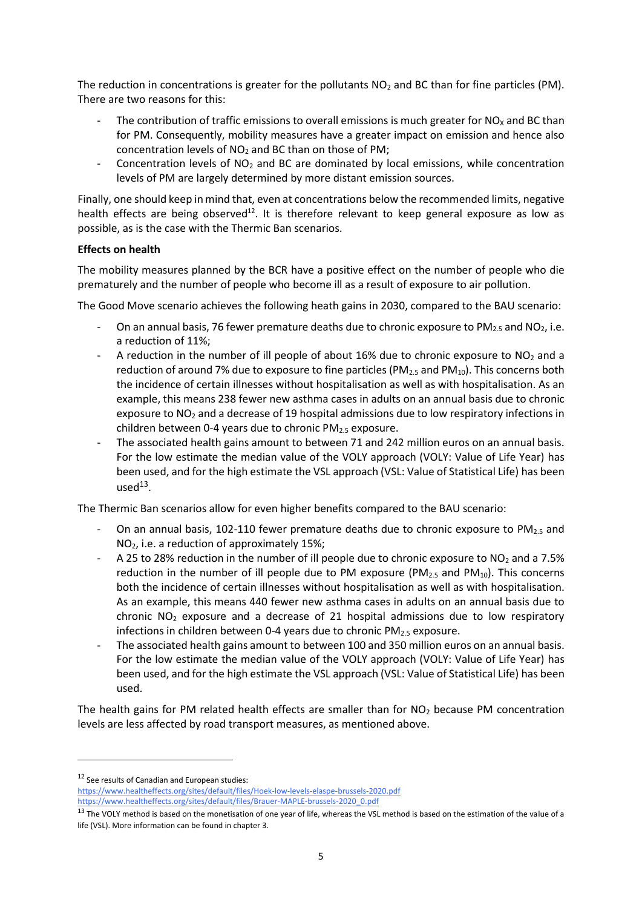The reduction in concentrations is greater for the pollutants $NO_2$ and BC than for fine particles (PM). There are two reasons for this:

- The contribution of traffic emissions to overall emissions is much greater for $NO_X$ and BC than for PM. Consequently, mobility measures have a greater impact on emission and hence also concentration levels of $NO_2$ and BC than on those of PM;
- Concentration levels of $NO_2$ and BC are dominated by local emissions, while concentration levels of PM are largely determined by more distant emission sources.

Finally, one should keep in mind that, even at concentrations below the recommended limits, negative health effects are being observed[12]. It is therefore relevant to keep general exposure as low as possible, as is the case with the Thermic Ban scenarios.

**Effects on health**

The mobility measures planned by the BCR have a positive effect on the number of people who die prematurely and the number of people who become ill as a result of exposure to air pollution.

The Good Move scenario achieves the following heath gains in 2030, compared to the BAU scenario:

- On an annual basis, 76 fewer premature deaths due to chronic exposure to $PM_{2.5}$ and $NO_2$, i.e. a reduction of 11%;
- A reduction in the number of ill people of about 16% due to chronic exposure to $NO_2$ and a reduction of around 7% due to exposure to fine particles ($PM_{2.5}$ and $PM_{10}$). This concerns both the incidence of certain illnesses without hospitalisation as well as with hospitalisation. As an example, this means 238 fewer new asthma cases in adults on an annual basis due to chronic exposure to $NO_2$ and a decrease of 19 hospital admissions due to low respiratory infections in children between 0-4 years due to chronic $PM_{2.5}$ exposure.
- The associated health gains amount to between 71 and 242 million euros on an annual basis. For the low estimate the median value of the VOLY approach (VOLY: Value of Life Year) has been used, and for the high estimate the VSL approach (VSL: Value of Statistical Life) has been used[13].

The Thermic Ban scenarios allow for even higher benefits compared to the BAU scenario:

- On an annual basis, 102-110 fewer premature deaths due to chronic exposure to $PM_{2.5}$ and $NO_2$, i.e. a reduction of approximately 15%;
- A 25 to 28% reduction in the number of ill people due to chronic exposure to $NO_2$ and a 7.5% reduction in the number of ill people due to PM exposure ($PM_{2.5}$ and $PM_{10}$). This concerns both the incidence of certain illnesses without hospitalisation as well as with hospitalisation. As an example, this means 440 fewer new asthma cases in adults on an annual basis due to chronic $NO_2$ exposure and a decrease of 21 hospital admissions due to low respiratory infections in children between 0-4 years due to chronic $PM_{2.5}$ exposure.
- The associated health gains amount to between 100 and 350 million euros on an annual basis. For the low estimate the median value of the VOLY approach (VOLY: Value of Life Year) has been used, and for the high estimate the VSL approach (VSL: Value of Statistical Life) has been used.

The health gains for PM related health effects are smaller than for $NO_2$ because PM concentration levels are less affected by road transport measures, as mentioned above.

---

[12] See results of Canadian and European studies:
https://www.healtheffects.org/sites/default/files/Hoek-low-levels-elaspe-brussels-2020.pdf
https://www.healtheffects.org/sites/default/files/Brauer-MAPLE-brussels-2020_0.pdf

[13] The VOLY method is based on the monetisation of one year of life, whereas the VSL method is based on the estimation of the value of a life (VSL). More information can be found in chapter 3.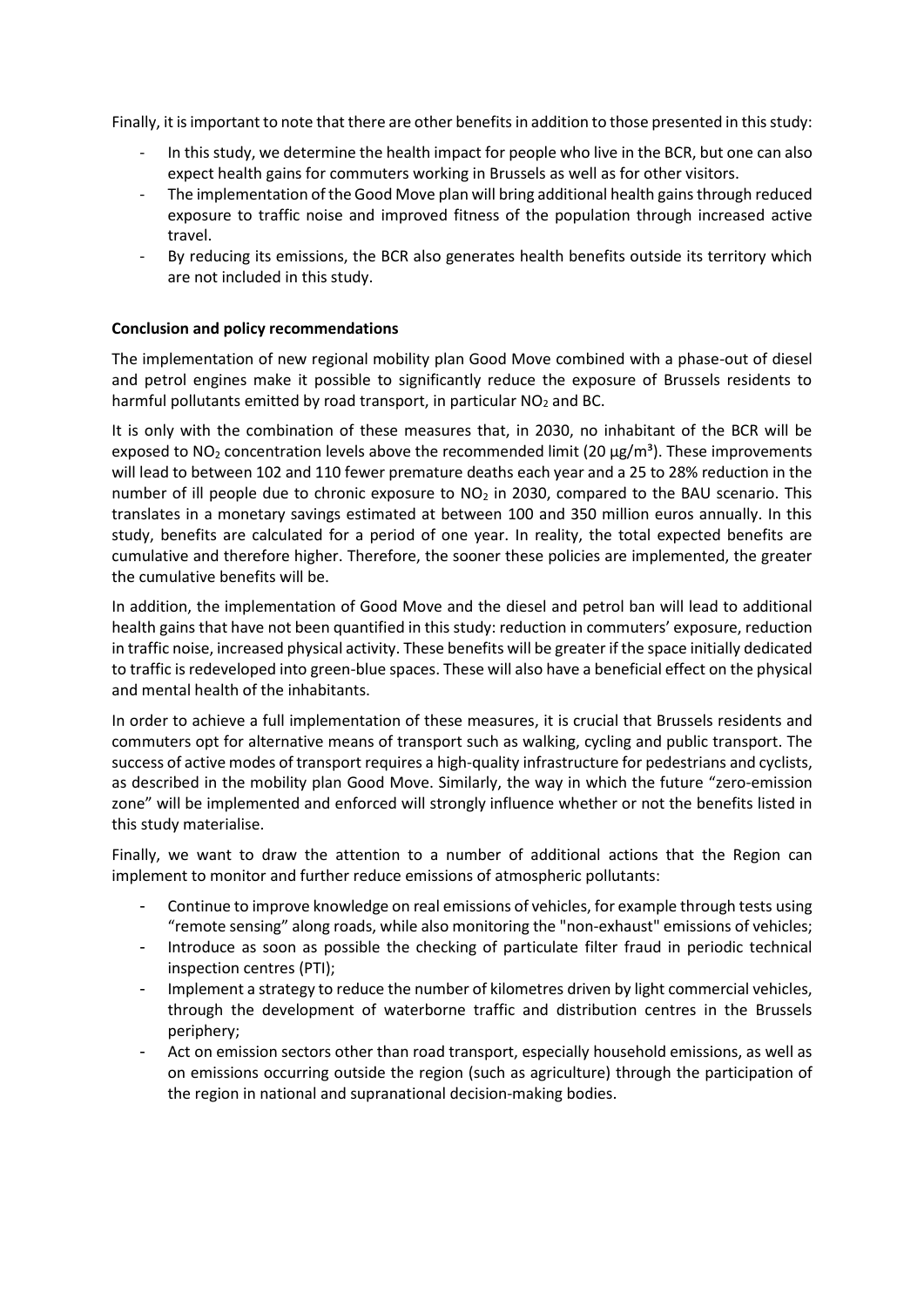Finally, it is important to note that there are other benefits in addition to those presented in this study:

- In this study, we determine the health impact for people who live in the BCR, but one can also expect health gains for commuters working in Brussels as well as for other visitors.
- The implementation of the Good Move plan will bring additional health gains through reduced exposure to traffic noise and improved fitness of the population through increased active travel.
- By reducing its emissions, the BCR also generates health benefits outside its territory which are not included in this study.

**Conclusion and policy recommendations**

The implementation of new regional mobility plan Good Move combined with a phase-out of diesel and petrol engines make it possible to significantly reduce the exposure of Brussels residents to harmful pollutants emitted by road transport, in particular $NO_2$ and BC.

It is only with the combination of these measures that, in 2030, no inhabitant of the BCR will be exposed to $NO_2$ concentration levels above the recommended limit (20 µg/m³). These improvements will lead to between 102 and 110 fewer premature deaths each year and a 25 to 28% reduction in the number of ill people due to chronic exposure to $NO_2$ in 2030, compared to the BAU scenario. This translates in a monetary savings estimated at between 100 and 350 million euros annually. In this study, benefits are calculated for a period of one year. In reality, the total expected benefits are cumulative and therefore higher. Therefore, the sooner these policies are implemented, the greater the cumulative benefits will be.

In addition, the implementation of Good Move and the diesel and petrol ban will lead to additional health gains that have not been quantified in this study: reduction in commuters' exposure, reduction in traffic noise, increased physical activity. These benefits will be greater if the space initially dedicated to traffic is redeveloped into green-blue spaces. These will also have a beneficial effect on the physical and mental health of the inhabitants.

In order to achieve a full implementation of these measures, it is crucial that Brussels residents and commuters opt for alternative means of transport such as walking, cycling and public transport. The success of active modes of transport requires a high-quality infrastructure for pedestrians and cyclists, as described in the mobility plan Good Move. Similarly, the way in which the future "zero-emission zone" will be implemented and enforced will strongly influence whether or not the benefits listed in this study materialise.

Finally, we want to draw the attention to a number of additional actions that the Region can implement to monitor and further reduce emissions of atmospheric pollutants:

- Continue to improve knowledge on real emissions of vehicles, for example through tests using "remote sensing" along roads, while also monitoring the "non-exhaust" emissions of vehicles;
- Introduce as soon as possible the checking of particulate filter fraud in periodic technical inspection centres (PTI);
- Implement a strategy to reduce the number of kilometres driven by light commercial vehicles, through the development of waterborne traffic and distribution centres in the Brussels periphery;
- Act on emission sectors other than road transport, especially household emissions, as well as on emissions occurring outside the region (such as agriculture) through the participation of the region in national and supranational decision-making bodies.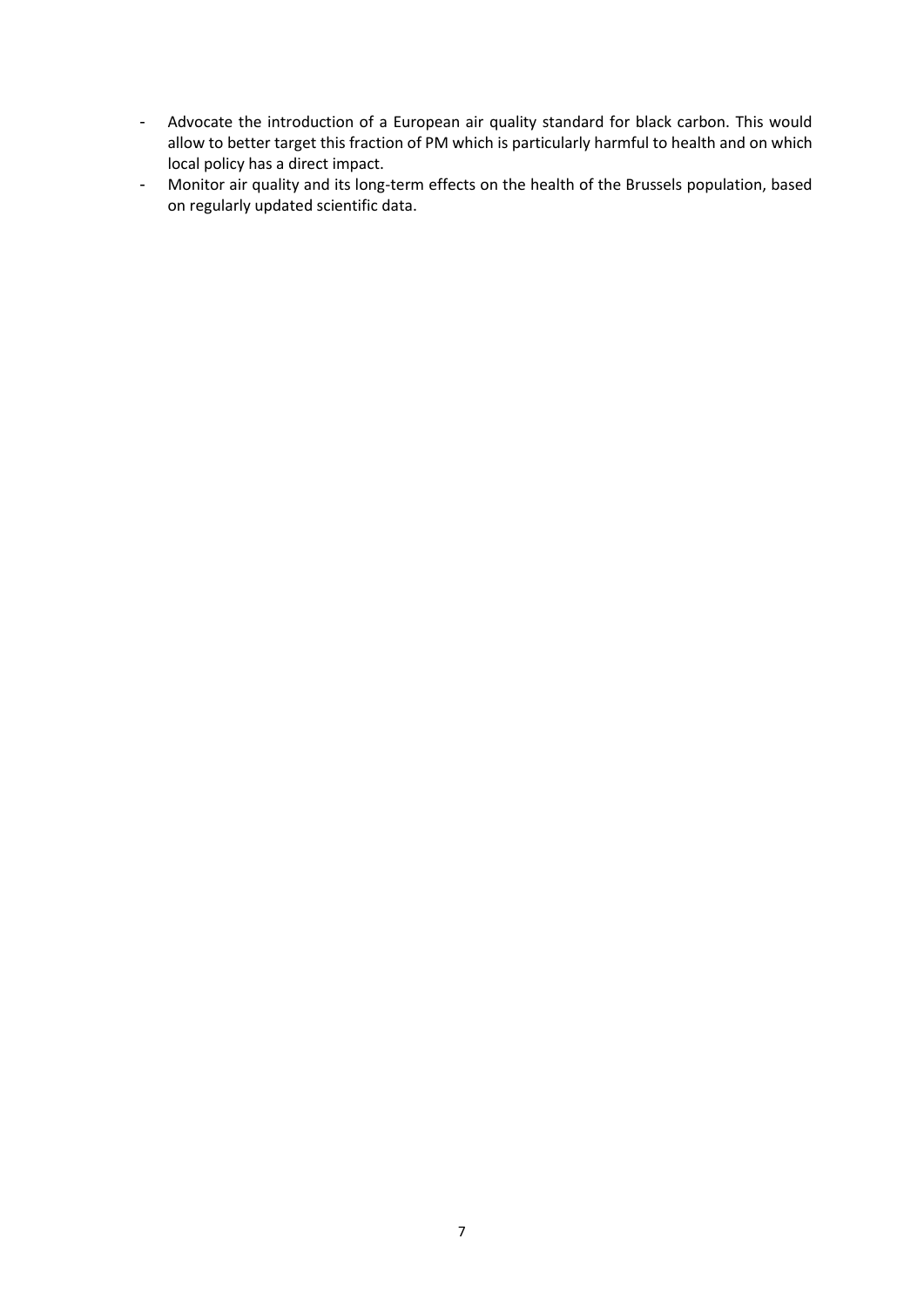- Advocate the introduction of a European air quality standard for black carbon. This would allow to better target this fraction of PM which is particularly harmful to health and on which local policy has a direct impact.
- Monitor air quality and its long-term effects on the health of the Brussels population, based on regularly updated scientific data.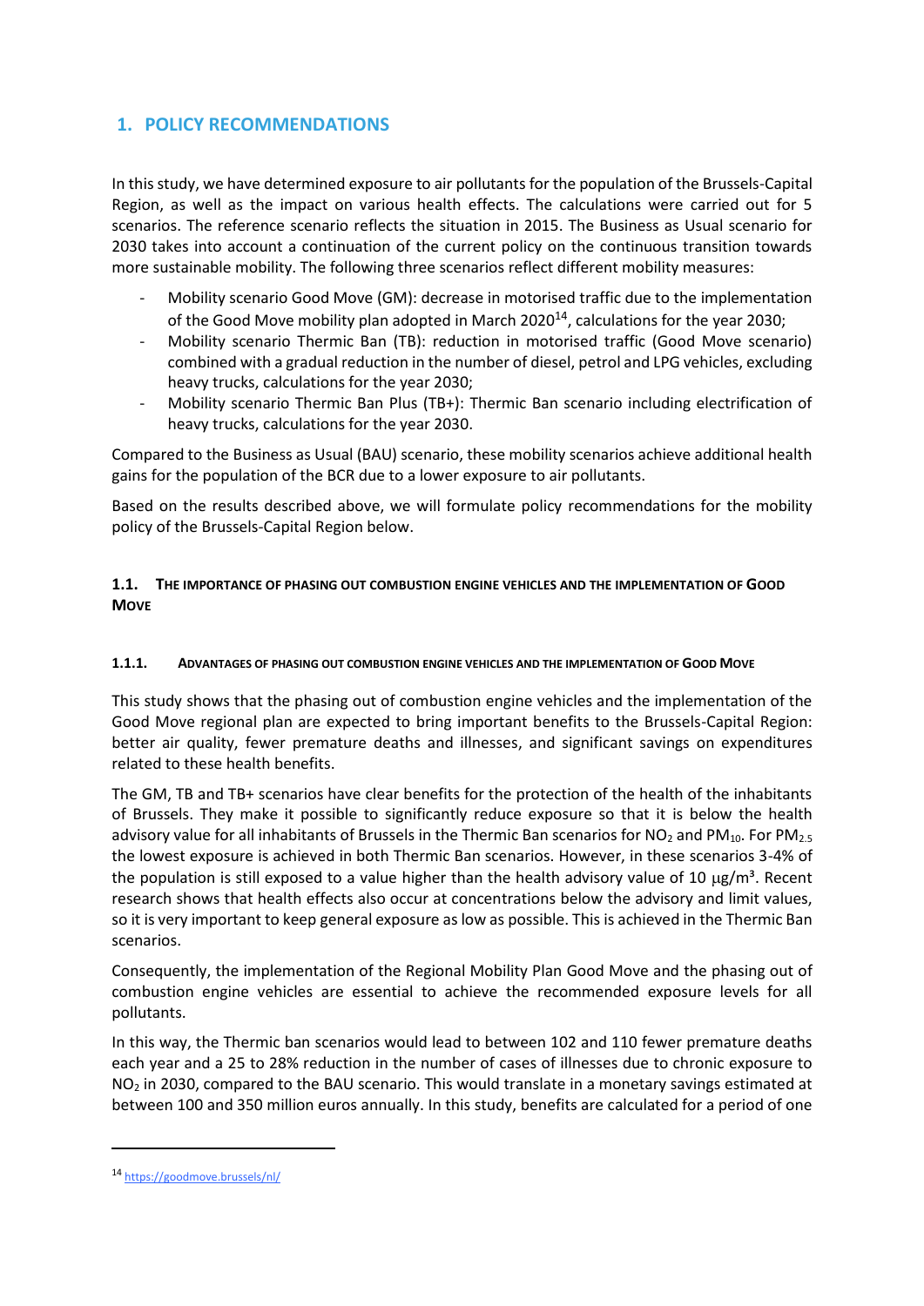# 1. POLICY RECOMMENDATIONS

In this study, we have determined exposure to air pollutants for the population of the Brussels-Capital Region, as well as the impact on various health effects. The calculations were carried out for 5 scenarios. The reference scenario reflects the situation in 2015. The Business as Usual scenario for 2030 takes into account a continuation of the current policy on the continuous transition towards more sustainable mobility. The following three scenarios reflect different mobility measures:

- Mobility scenario Good Move (GM): decrease in motorised traffic due to the implementation of the Good Move mobility plan adopted in March 2020[14], calculations for the year 2030;
- Mobility scenario Thermic Ban (TB): reduction in motorised traffic (Good Move scenario) combined with a gradual reduction in the number of diesel, petrol and LPG vehicles, excluding heavy trucks, calculations for the year 2030;
- Mobility scenario Thermic Ban Plus (TB+): Thermic Ban scenario including electrification of heavy trucks, calculations for the year 2030.

Compared to the Business as Usual (BAU) scenario, these mobility scenarios achieve additional health gains for the population of the BCR due to a lower exposure to air pollutants.

Based on the results described above, we will formulate policy recommendations for the mobility policy of the Brussels-Capital Region below.

## 1.1. The importance of phasing out combustion engine vehicles and the implementation of Good Move

### 1.1.1. Advantages of phasing out combustion engine vehicles and the implementation of Good Move

This study shows that the phasing out of combustion engine vehicles and the implementation of the Good Move regional plan are expected to bring important benefits to the Brussels-Capital Region: better air quality, fewer premature deaths and illnesses, and significant savings on expenditures related to these health benefits.

The GM, TB and TB+ scenarios have clear benefits for the protection of the health of the inhabitants of Brussels. They make it possible to significantly reduce exposure so that it is below the health advisory value for all inhabitants of Brussels in the Thermic Ban scenarios for $NO_2$ and $PM_{10}$. For $PM_{2.5}$ the lowest exposure is achieved in both Thermic Ban scenarios. However, in these scenarios 3-4% of the population is still exposed to a value higher than the health advisory value of 10 $\mu g/m^3$. Recent research shows that health effects also occur at concentrations below the advisory and limit values, so it is very important to keep general exposure as low as possible. This is achieved in the Thermic Ban scenarios.

Consequently, the implementation of the Regional Mobility Plan Good Move and the phasing out of combustion engine vehicles are essential to achieve the recommended exposure levels for all pollutants.

In this way, the Thermic ban scenarios would lead to between 102 and 110 fewer premature deaths each year and a 25 to 28% reduction in the number of cases of illnesses due to chronic exposure to $NO_2$ in 2030, compared to the BAU scenario. This would translate in a monetary savings estimated at between 100 and 350 million euros annually. In this study, benefits are calculated for a period of one

[14] https://goodmove.brussels/nl/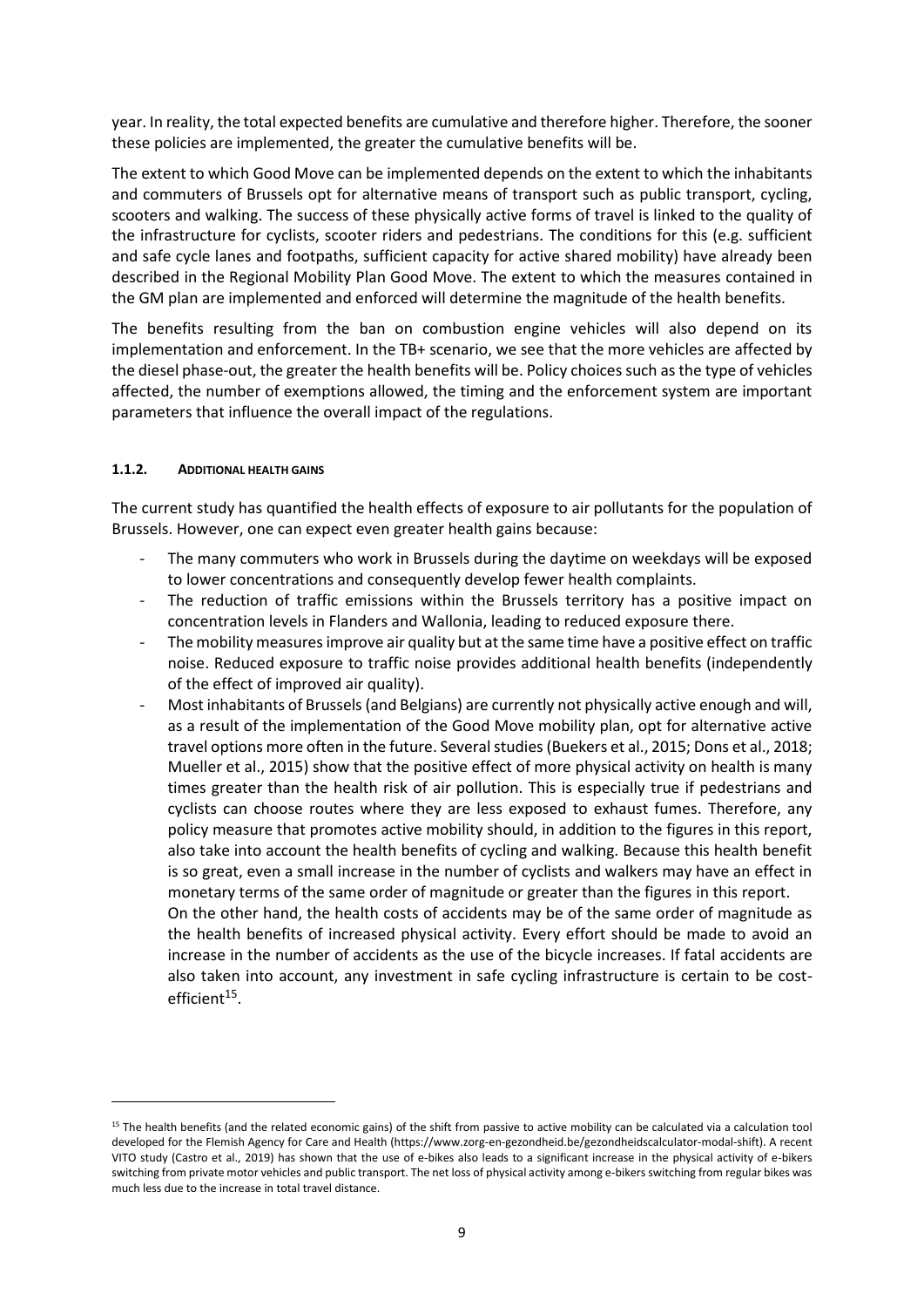year. In reality, the total expected benefits are cumulative and therefore higher. Therefore, the sooner these policies are implemented, the greater the cumulative benefits will be.

The extent to which Good Move can be implemented depends on the extent to which the inhabitants and commuters of Brussels opt for alternative means of transport such as public transport, cycling, scooters and walking. The success of these physically active forms of travel is linked to the quality of the infrastructure for cyclists, scooter riders and pedestrians. The conditions for this (e.g. sufficient and safe cycle lanes and footpaths, sufficient capacity for active shared mobility) have already been described in the Regional Mobility Plan Good Move. The extent to which the measures contained in the GM plan are implemented and enforced will determine the magnitude of the health benefits.

The benefits resulting from the ban on combustion engine vehicles will also depend on its implementation and enforcement. In the TB+ scenario, we see that the more vehicles are affected by the diesel phase-out, the greater the health benefits will be. Policy choices such as the type of vehicles affected, the number of exemptions allowed, the timing and the enforcement system are important parameters that influence the overall impact of the regulations.

#### 1.1.2. ADDITIONAL HEALTH GAINS

The current study has quantified the health effects of exposure to air pollutants for the population of Brussels. However, one can expect even greater health gains because:

- The many commuters who work in Brussels during the daytime on weekdays will be exposed to lower concentrations and consequently develop fewer health complaints.
- The reduction of traffic emissions within the Brussels territory has a positive impact on concentration levels in Flanders and Wallonia, leading to reduced exposure there.
- The mobility measures improve air quality but at the same time have a positive effect on traffic noise. Reduced exposure to traffic noise provides additional health benefits (independently of the effect of improved air quality).
- Most inhabitants of Brussels (and Belgians) are currently not physically active enough and will, as a result of the implementation of the Good Move mobility plan, opt for alternative active travel options more often in the future. Several studies (Buekers et al., 2015; Dons et al., 2018; Mueller et al., 2015) show that the positive effect of more physical activity on health is many times greater than the health risk of air pollution. This is especially true if pedestrians and cyclists can choose routes where they are less exposed to exhaust fumes. Therefore, any policy measure that promotes active mobility should, in addition to the figures in this report, also take into account the health benefits of cycling and walking. Because this health benefit is so great, even a small increase in the number of cyclists and walkers may have an effect in monetary terms of the same order of magnitude or greater than the figures in this report.

  On the other hand, the health costs of accidents may be of the same order of magnitude as the health benefits of increased physical activity. Every effort should be made to avoid an increase in the number of accidents as the use of the bicycle increases. If fatal accidents are also taken into account, any investment in safe cycling infrastructure is certain to be cost-efficient[15].

---

[15] The health benefits (and the related economic gains) of the shift from passive to active mobility can be calculated via a calculation tool developed for the Flemish Agency for Care and Health (https://www.zorg-en-gezondheid.be/gezondheidscalculator-modal-shift). A recent VITO study (Castro et al., 2019) has shown that the use of e-bikes also leads to a significant increase in the physical activity of e-bikers switching from private motor vehicles and public transport. The net loss of physical activity among e-bikers switching from regular bikes was much less due to the increase in total travel distance.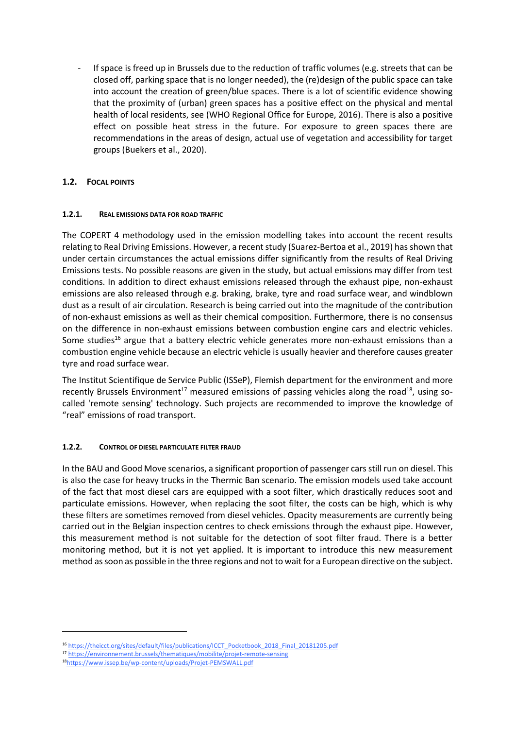- If space is freed up in Brussels due to the reduction of traffic volumes (e.g. streets that can be closed off, parking space that is no longer needed), the (re)design of the public space can take into account the creation of green/blue spaces. There is a lot of scientific evidence showing that the proximity of (urban) green spaces has a positive effect on the physical and mental health of local residents, see (WHO Regional Office for Europe, 2016). There is also a positive effect on possible heat stress in the future. For exposure to green spaces there are recommendations in the areas of design, actual use of vegetation and accessibility for target groups (Buekers et al., 2020).

## 1.2. Focal points

### 1.2.1. Real emissions data for road traffic

The COPERT 4 methodology used in the emission modelling takes into account the recent results relating to Real Driving Emissions. However, a recent study (Suarez-Bertoa et al., 2019) has shown that under certain circumstances the actual emissions differ significantly from the results of Real Driving Emissions tests. No possible reasons are given in the study, but actual emissions may differ from test conditions. In addition to direct exhaust emissions released through the exhaust pipe, non-exhaust emissions are also released through e.g. braking, brake, tyre and road surface wear, and windblown dust as a result of air circulation. Research is being carried out into the magnitude of the contribution of non-exhaust emissions as well as their chemical composition. Furthermore, there is no consensus on the difference in non-exhaust emissions between combustion engine cars and electric vehicles. Some studies[16] argue that a battery electric vehicle generates more non-exhaust emissions than a combustion engine vehicle because an electric vehicle is usually heavier and therefore causes greater tyre and road surface wear.

The Institut Scientifique de Service Public (ISSeP), Flemish department for the environment and more recently Brussels Environment[17] measured emissions of passing vehicles along the road[18], using so-called 'remote sensing' technology. Such projects are recommended to improve the knowledge of "real" emissions of road transport.

### 1.2.2. Control of diesel particulate filter fraud

In the BAU and Good Move scenarios, a significant proportion of passenger cars still run on diesel. This is also the case for heavy trucks in the Thermic Ban scenario. The emission models used take account of the fact that most diesel cars are equipped with a soot filter, which drastically reduces soot and particulate emissions. However, when replacing the soot filter, the costs can be high, which is why these filters are sometimes removed from diesel vehicles. Opacity measurements are currently being carried out in the Belgian inspection centres to check emissions through the exhaust pipe. However, this measurement method is not suitable for the detection of soot filter fraud. There is a better monitoring method, but it is not yet applied. It is important to introduce this new measurement method as soon as possible in the three regions and not to wait for a European directive on the subject.

---

[16] https://theicct.org/sites/default/files/publications/ICCT_Pocketbook_2018_Final_20181205.pdf

[17] https://environnement.brussels/thematiques/mobilite/projet-remote-sensing

[18] https://www.issep.be/wp-content/uploads/Projet-PEMSWALL.pdf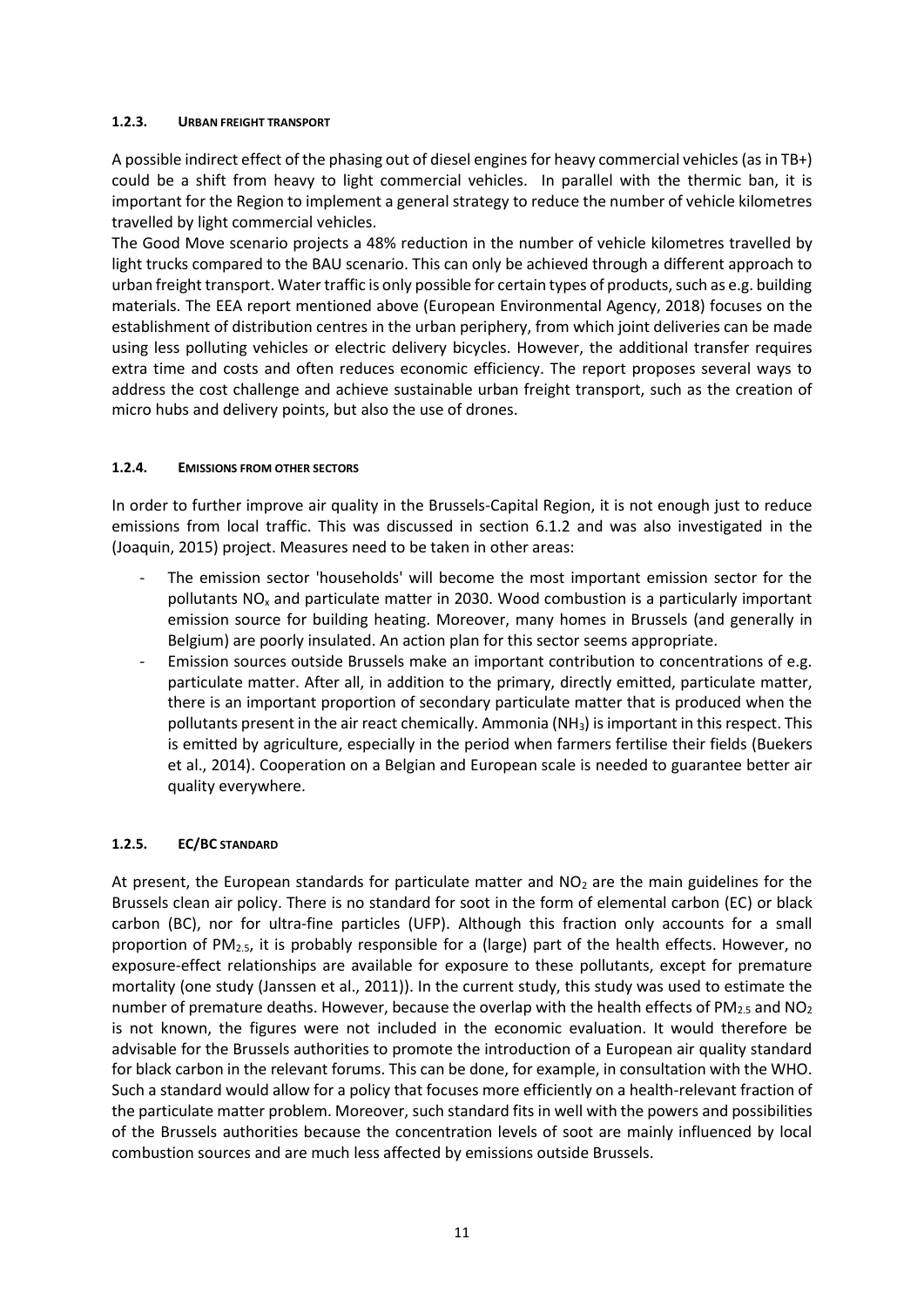#### 1.2.3. URBAN FREIGHT TRANSPORT

A possible indirect effect of the phasing out of diesel engines for heavy commercial vehicles (as in TB+) could be a shift from heavy to light commercial vehicles. In parallel with the thermic ban, it is important for the Region to implement a general strategy to reduce the number of vehicle kilometres travelled by light commercial vehicles.

The Good Move scenario projects a 48% reduction in the number of vehicle kilometres travelled by light trucks compared to the BAU scenario. This can only be achieved through a different approach to urban freight transport. Water traffic is only possible for certain types of products, such as e.g. building materials. The EEA report mentioned above (European Environmental Agency, 2018) focuses on the establishment of distribution centres in the urban periphery, from which joint deliveries can be made using less polluting vehicles or electric delivery bicycles. However, the additional transfer requires extra time and costs and often reduces economic efficiency. The report proposes several ways to address the cost challenge and achieve sustainable urban freight transport, such as the creation of micro hubs and delivery points, but also the use of drones.

#### 1.2.4. EMISSIONS FROM OTHER SECTORS

In order to further improve air quality in the Brussels-Capital Region, it is not enough just to reduce emissions from local traffic. This was discussed in section 6.1.2 and was also investigated in the (Joaquin, 2015) project. Measures need to be taken in other areas:

- The emission sector 'households' will become the most important emission sector for the pollutants $NO_x$ and particulate matter in 2030. Wood combustion is a particularly important emission source for building heating. Moreover, many homes in Brussels (and generally in Belgium) are poorly insulated. An action plan for this sector seems appropriate.
- Emission sources outside Brussels make an important contribution to concentrations of e.g. particulate matter. After all, in addition to the primary, directly emitted, particulate matter, there is an important proportion of secondary particulate matter that is produced when the pollutants present in the air react chemically. Ammonia ($NH_3$) is important in this respect. This is emitted by agriculture, especially in the period when farmers fertilise their fields (Buekers et al., 2014). Cooperation on a Belgian and European scale is needed to guarantee better air quality everywhere.

#### 1.2.5. EC/BC STANDARD

At present, the European standards for particulate matter and $NO_2$ are the main guidelines for the Brussels clean air policy. There is no standard for soot in the form of elemental carbon (EC) or black carbon (BC), nor for ultra-fine particles (UFP). Although this fraction only accounts for a small proportion of $PM_{2.5}$, it is probably responsible for a (large) part of the health effects. However, no exposure-effect relationships are available for exposure to these pollutants, except for premature mortality (one study (Janssen et al., 2011)). In the current study, this study was used to estimate the number of premature deaths. However, because the overlap with the health effects of $PM_{2.5}$ and $NO_2$ is not known, the figures were not included in the economic evaluation. It would therefore be advisable for the Brussels authorities to promote the introduction of a European air quality standard for black carbon in the relevant forums. This can be done, for example, in consultation with the WHO. Such a standard would allow for a policy that focuses more efficiently on a health-relevant fraction of the particulate matter problem. Moreover, such standard fits in well with the powers and possibilities of the Brussels authorities because the concentration levels of soot are mainly influenced by local combustion sources and are much less affected by emissions outside Brussels.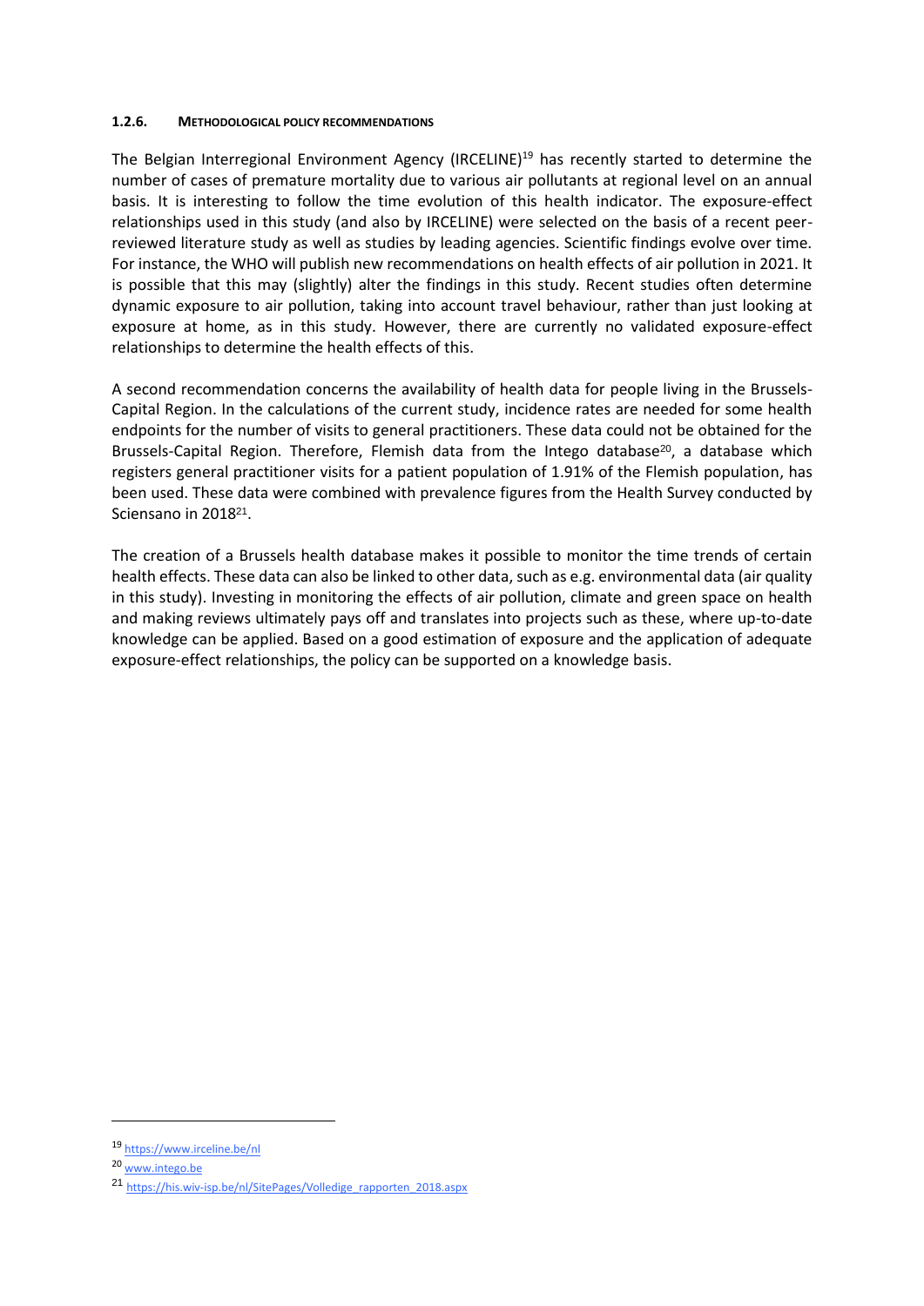### 1.2.6. Methodological policy recommendations

The Belgian Interregional Environment Agency (IRCELINE)[19] has recently started to determine the number of cases of premature mortality due to various air pollutants at regional level on an annual basis. It is interesting to follow the time evolution of this health indicator. The exposure-effect relationships used in this study (and also by IRCELINE) were selected on the basis of a recent peer-reviewed literature study as well as studies by leading agencies. Scientific findings evolve over time. For instance, the WHO will publish new recommendations on health effects of air pollution in 2021. It is possible that this may (slightly) alter the findings in this study. Recent studies often determine dynamic exposure to air pollution, taking into account travel behaviour, rather than just looking at exposure at home, as in this study. However, there are currently no validated exposure-effect relationships to determine the health effects of this.

A second recommendation concerns the availability of health data for people living in the Brussels-Capital Region. In the calculations of the current study, incidence rates are needed for some health endpoints for the number of visits to general practitioners. These data could not be obtained for the Brussels-Capital Region. Therefore, Flemish data from the Intego database[20], a database which registers general practitioner visits for a patient population of 1.91% of the Flemish population, has been used. These data were combined with prevalence figures from the Health Survey conducted by Sciensano in 2018[21].

The creation of a Brussels health database makes it possible to monitor the time trends of certain health effects. These data can also be linked to other data, such as e.g. environmental data (air quality in this study). Investing in monitoring the effects of air pollution, climate and green space on health and making reviews ultimately pays off and translates into projects such as these, where up-to-date knowledge can be applied. Based on a good estimation of exposure and the application of adequate exposure-effect relationships, the policy can be supported on a knowledge basis.

---

[19] https://www.irceline.be/nl

[20] www.intego.be

[21] https://his.wiv-isp.be/nl/SitePages/Volledige_rapporten_2018.aspx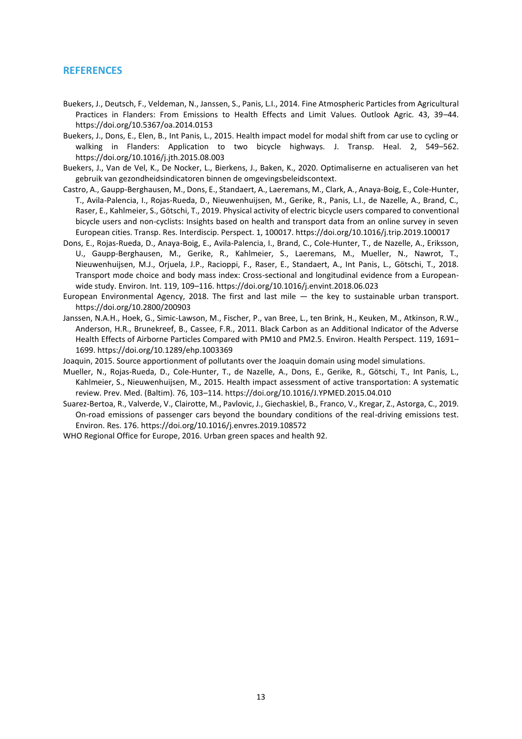## REFERENCES

Buekers, J., Deutsch, F., Veldeman, N., Janssen, S., Panis, L.I., 2014. Fine Atmospheric Particles from Agricultural Practices in Flanders: From Emissions to Health Effects and Limit Values. Outlook Agric. 43, 39–44. https://doi.org/10.5367/oa.2014.0153

Buekers, J., Dons, E., Elen, B., Int Panis, L., 2015. Health impact model for modal shift from car use to cycling or walking in Flanders: Application to two bicycle highways. J. Transp. Heal. 2, 549–562. https://doi.org/10.1016/j.jth.2015.08.003

Buekers, J., Van de Vel, K., De Nocker, L., Bierkens, J., Baken, K., 2020. Optimaliserne en actualiseren van het gebruik van gezondheidsindicatoren binnen de omgevingsbeleidscontext.

Castro, A., Gaupp-Berghausen, M., Dons, E., Standaert, A., Laeremans, M., Clark, A., Anaya-Boig, E., Cole-Hunter, T., Avila-Palencia, I., Rojas-Rueda, D., Nieuwenhuijsen, M., Gerike, R., Panis, L.I., de Nazelle, A., Brand, C., Raser, E., Kahlmeier, S., Götschi, T., 2019. Physical activity of electric bicycle users compared to conventional bicycle users and non-cyclists: Insights based on health and transport data from an online survey in seven European cities. Transp. Res. Interdiscip. Perspect. 1, 100017. https://doi.org/10.1016/j.trip.2019.100017

Dons, E., Rojas-Rueda, D., Anaya-Boig, E., Avila-Palencia, I., Brand, C., Cole-Hunter, T., de Nazelle, A., Eriksson, U., Gaupp-Berghausen, M., Gerike, R., Kahlmeier, S., Laeremans, M., Mueller, N., Nawrot, T., Nieuwenhuijsen, M.J., Orjuela, J.P., Racioppi, F., Raser, E., Standaert, A., Int Panis, L., Götschi, T., 2018. Transport mode choice and body mass index: Cross-sectional and longitudinal evidence from a European-wide study. Environ. Int. 119, 109–116. https://doi.org/10.1016/j.envint.2018.06.023

European Environmental Agency, 2018. The first and last mile — the key to sustainable urban transport. https://doi.org/10.2800/200903

Janssen, N.A.H., Hoek, G., Simic-Lawson, M., Fischer, P., van Bree, L., ten Brink, H., Keuken, M., Atkinson, R.W., Anderson, H.R., Brunekreef, B., Cassee, F.R., 2011. Black Carbon as an Additional Indicator of the Adverse Health Effects of Airborne Particles Compared with PM10 and PM2.5. Environ. Health Perspect. 119, 1691–1699. https://doi.org/10.1289/ehp.1003369

Joaquin, 2015. Source apportionment of pollutants over the Joaquin domain using model simulations.

Mueller, N., Rojas-Rueda, D., Cole-Hunter, T., de Nazelle, A., Dons, E., Gerike, R., Götschi, T., Int Panis, L., Kahlmeier, S., Nieuwenhuijsen, M., 2015. Health impact assessment of active transportation: A systematic review. Prev. Med. (Baltim). 76, 103–114. https://doi.org/10.1016/J.YPMED.2015.04.010

Suarez-Bertoa, R., Valverde, V., Clairotte, M., Pavlovic, J., Giechaskiel, B., Franco, V., Kregar, Z., Astorga, C., 2019. On-road emissions of passenger cars beyond the boundary conditions of the real-driving emissions test. Environ. Res. 176. https://doi.org/10.1016/j.envres.2019.108572

WHO Regional Office for Europe, 2016. Urban green spaces and health 92.